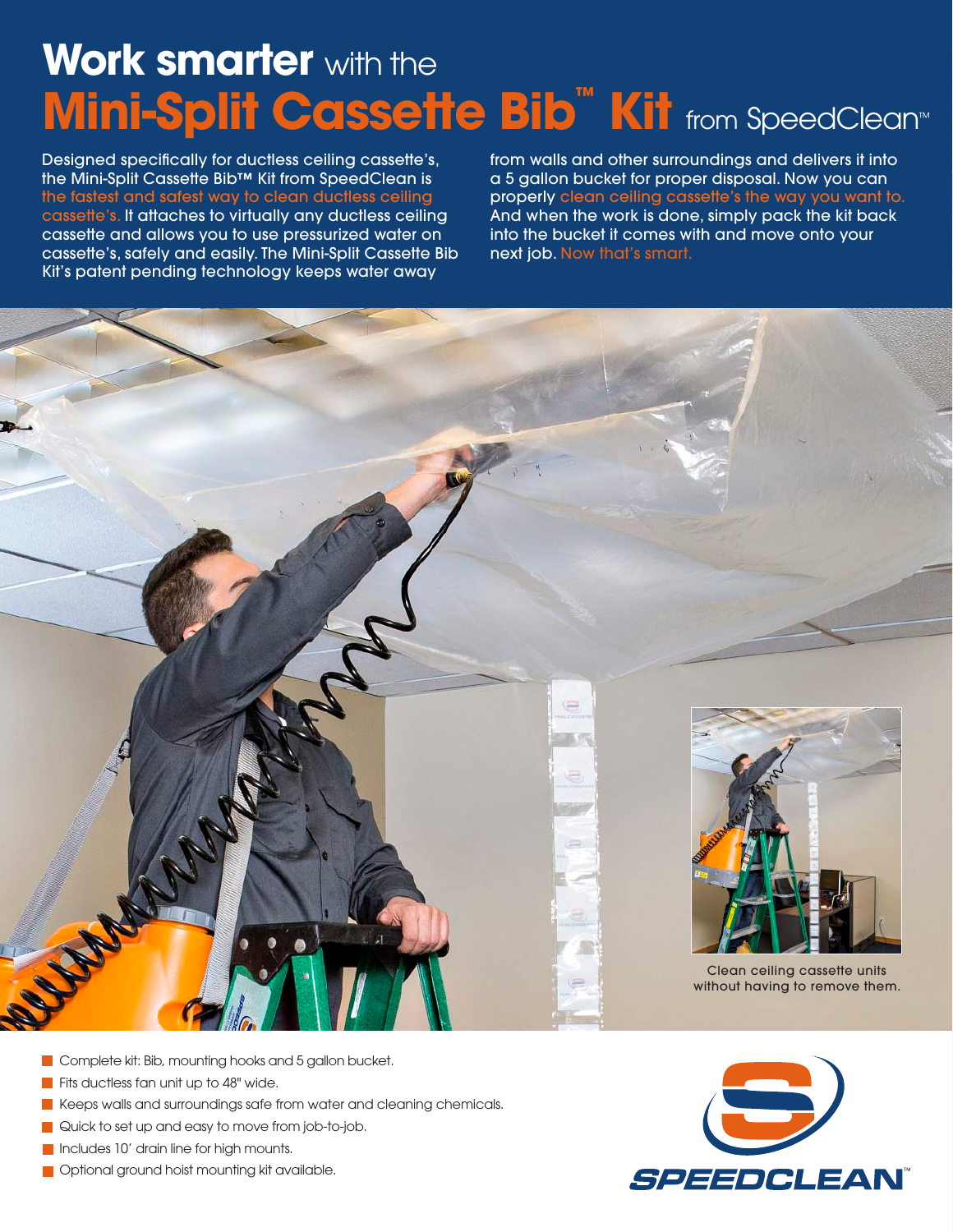# **Work smarter** with the Mini-Split Cassette Bib™ Kit from SpeedClean™

Designed specifically for ductless ceiling cassette's, the Mini-Split Cassette Bib™ Kit from SpeedClean is the fastest and safest way to clean ductless ceiling cassette's. It attaches to virtually any ductless ceiling cassette and allows you to use pressurized water on cassette's, safely and easily. The Mini-Split Cassette Bib Kit's patent pending technology keeps water away from walls and other surroundings and delivers it into a 5 gallon bucket for proper disposal. Now you can properly clean ceiling cassette's the way you want to. And when the work is done, simply pack the kit back into the bucket it comes with and move onto your next job. Now that's smart.

Clean ceiling cassette units without having to remove them.

- Complete kit: Bib, mounting hooks and 5 gallon bucket.
- Fits ductless fan unit up to 48" wide.
- Keeps walls and surroundings safe from water and cleaning chemicals.
- Quick to set up and easy to move from job-to-job.
- Includes 10' drain line for high mounts.
- Optional ground hoist mounting kit available.

SPEEDCLEAN™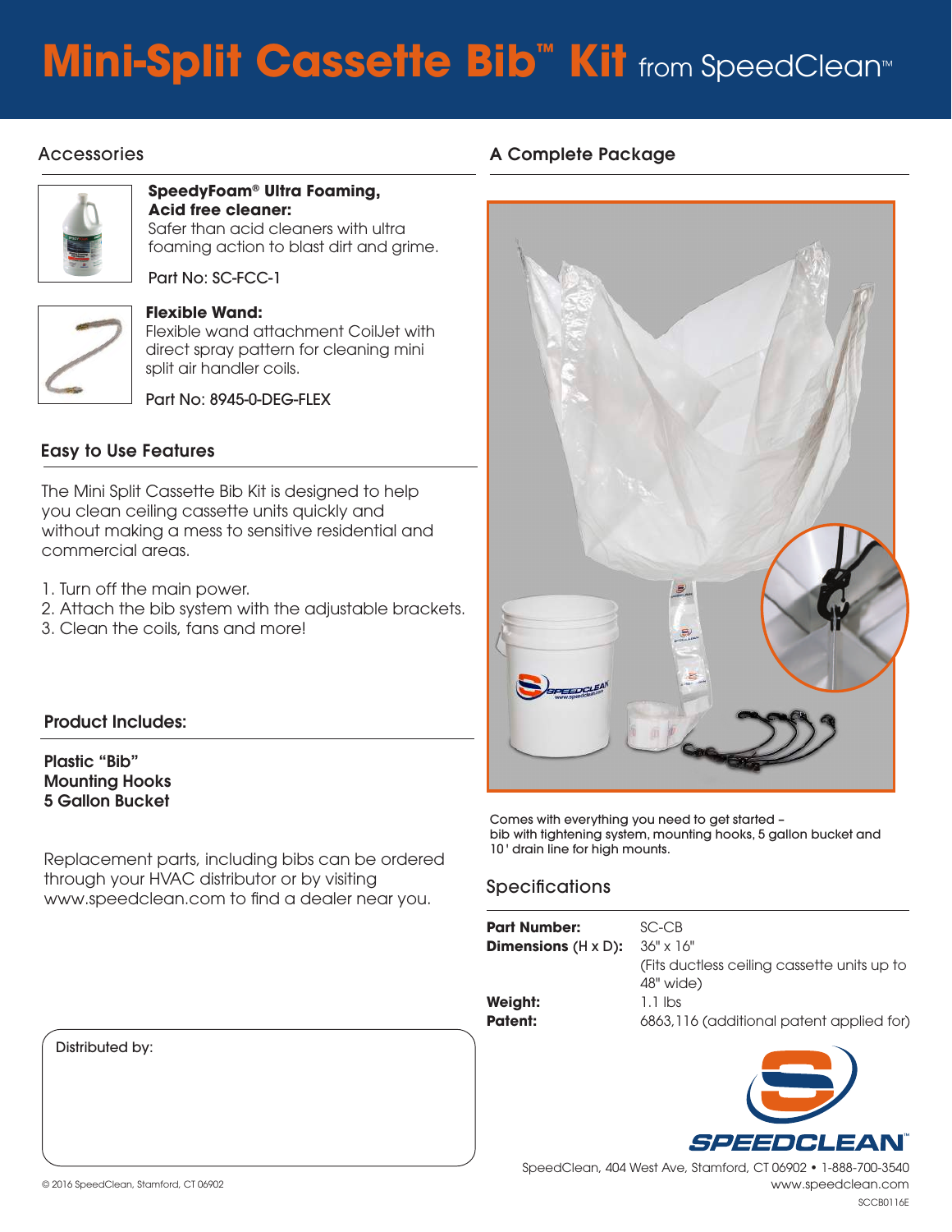# Mini-Split Cassette Bib™ Kit from SpeedClean™

## Accessories

**SpeedyFoam® Ultra Foaming, Acid free cleaner:**
Safer than acid cleaners with ultra foaming action to blast dirt and grime.

Part No: SC-FCC-1

**Flexible Wand:**
Flexible wand attachment CoilJet with direct spray pattern for cleaning mini split air handler coils.

Part No: 8945-0-DEG-FLEX

## Easy to Use Features

The Mini Split Cassette Bib Kit is designed to help you clean ceiling cassette units quickly and without making a mess to sensitive residential and commercial areas.

1. Turn off the main power.
2. Attach the bib system with the adjustable brackets.
3. Clean the coils, fans and more!

## Product Includes:

**Plastic “Bib”**
**Mounting Hooks**
**5 Gallon Bucket**

Replacement parts, including bibs can be ordered through your HVAC distributor or by visiting www.speedclean.com to find a dealer near you.

Distributed by:

## A Complete Package

Comes with everything you need to get started – bib with tightening system, mounting hooks, 5 gallon bucket and 10' drain line for high mounts.

## Specifications

| | |
|---|---|
| **Part Number:** | SC-CB |
| **Dimensions** (H x D)**:** | 36" x 16" (Fits ductless ceiling cassette units up to 48" wide) |
| **Weight:** | 1.1 lbs |
| **Patent:** | 6863,116 (additional patent applied for) |

SPEEDCLEAN™

SpeedClean, 404 West Ave, Stamford, CT 06902 • 1-888-700-3540
www.speedclean.com

© 2016 SpeedClean, Stamford, CT 06902

SCCB0116E